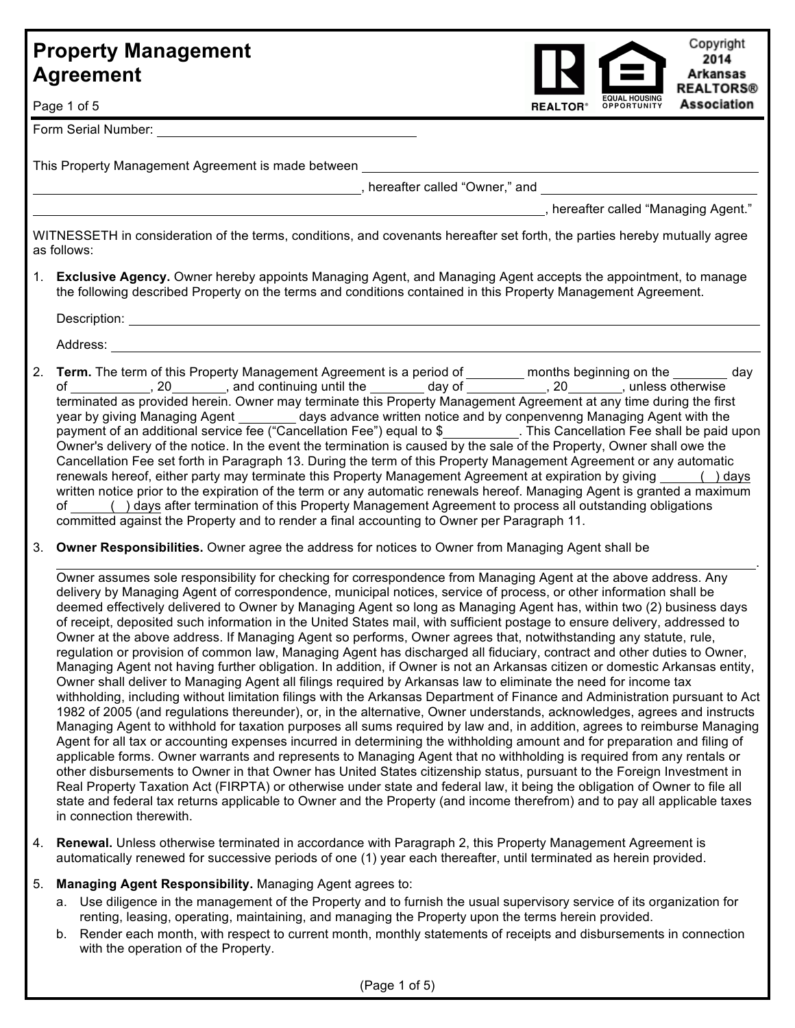# Property Management Agreement

Copyright 2014 Arkansas REALTORS® Association

Form Serial Number: ______________________________

This Property Management Agreement is made between ______________________________
______________________________, hereafter called "Owner," and ______________________________
______________________________, hereafter called "Managing Agent."

WITNESSETH in consideration of the terms, conditions, and covenants hereafter set forth, the parties hereby mutually agree as follows:

1. **Exclusive Agency.** Owner hereby appoints Managing Agent, and Managing Agent accepts the appointment, to manage the following described Property on the terms and conditions contained in this Property Management Agreement.

   Description: ______________________________

   Address: ______________________________

2. **Term.** The term of this Property Management Agreement is a period of ________ months beginning on the ________ day of ___________, 20_______, and continuing until the _______ day of ___________, 20_______, unless otherwise terminated as provided herein. Owner may terminate this Property Management Agreement at any time during the first year by giving Managing Agent ________ days advance written notice and by conpenvenng Managing Agent with the payment of an additional service fee ("Cancellation Fee") equal to $__________. This Cancellation Fee shall be paid upon Owner's delivery of the notice. In the event the termination is caused by the sale of the Property, Owner shall owe the Cancellation Fee set forth in Paragraph 13. During the term of this Property Management Agreement or any automatic renewals hereof, either party may terminate this Property Management Agreement at expiration by giving _____( ) days written notice prior to the expiration of the term or any automatic renewals hereof. Managing Agent is granted a maximum of _____( ) days after termination of this Property Management Agreement to process all outstanding obligations committed against the Property and to render a final accounting to Owner per Paragraph 11.

3. **Owner Responsibilities.** Owner agree the address for notices to Owner from Managing Agent shall be ______________________________.
   Owner assumes sole responsibility for checking for correspondence from Managing Agent at the above address. Any delivery by Managing Agent of correspondence, municipal notices, service of process, or other information shall be deemed effectively delivered to Owner by Managing Agent so long as Managing Agent has, within two (2) business days of receipt, deposited such information in the United States mail, with sufficient postage to ensure delivery, addressed to Owner at the above address. If Managing Agent so performs, Owner agrees that, notwithstanding any statute, rule, regulation or provision of common law, Managing Agent has discharged all fiduciary, contract and other duties to Owner, Managing Agent not having further obligation. In addition, if Owner is not an Arkansas citizen or domestic Arkansas entity, Owner shall deliver to Managing Agent all filings required by Arkansas law to eliminate the need for income tax withholding, including without limitation filings with the Arkansas Department of Finance and Administration pursuant to Act 1982 of 2005 (and regulations thereunder), or, in the alternative, Owner understands, acknowledges, agrees and instructs Managing Agent to withhold for taxation purposes all sums required by law and, in addition, agrees to reimburse Managing Agent for all tax or accounting expenses incurred in determining the withholding amount and for preparation and filing of applicable forms. Owner warrants and represents to Managing Agent that no withholding is required from any rentals or other disbursements to Owner in that Owner has United States citizenship status, pursuant to the Foreign Investment in Real Property Taxation Act (FIRPTA) or otherwise under state and federal law, it being the obligation of Owner to file all state and federal tax returns applicable to Owner and the Property (and income therefrom) and to pay all applicable taxes in connection therewith.

4. **Renewal.** Unless otherwise terminated in accordance with Paragraph 2, this Property Management Agreement is automatically renewed for successive periods of one (1) year each thereafter, until terminated as herein provided.

5. **Managing Agent Responsibility.** Managing Agent agrees to:
   a. Use diligence in the management of the Property and to furnish the usual supervisory service of its organization for renting, leasing, operating, maintaining, and managing the Property upon the terms herein provided.
   b. Render each month, with respect to current month, monthly statements of receipts and disbursements in connection with the operation of the Property.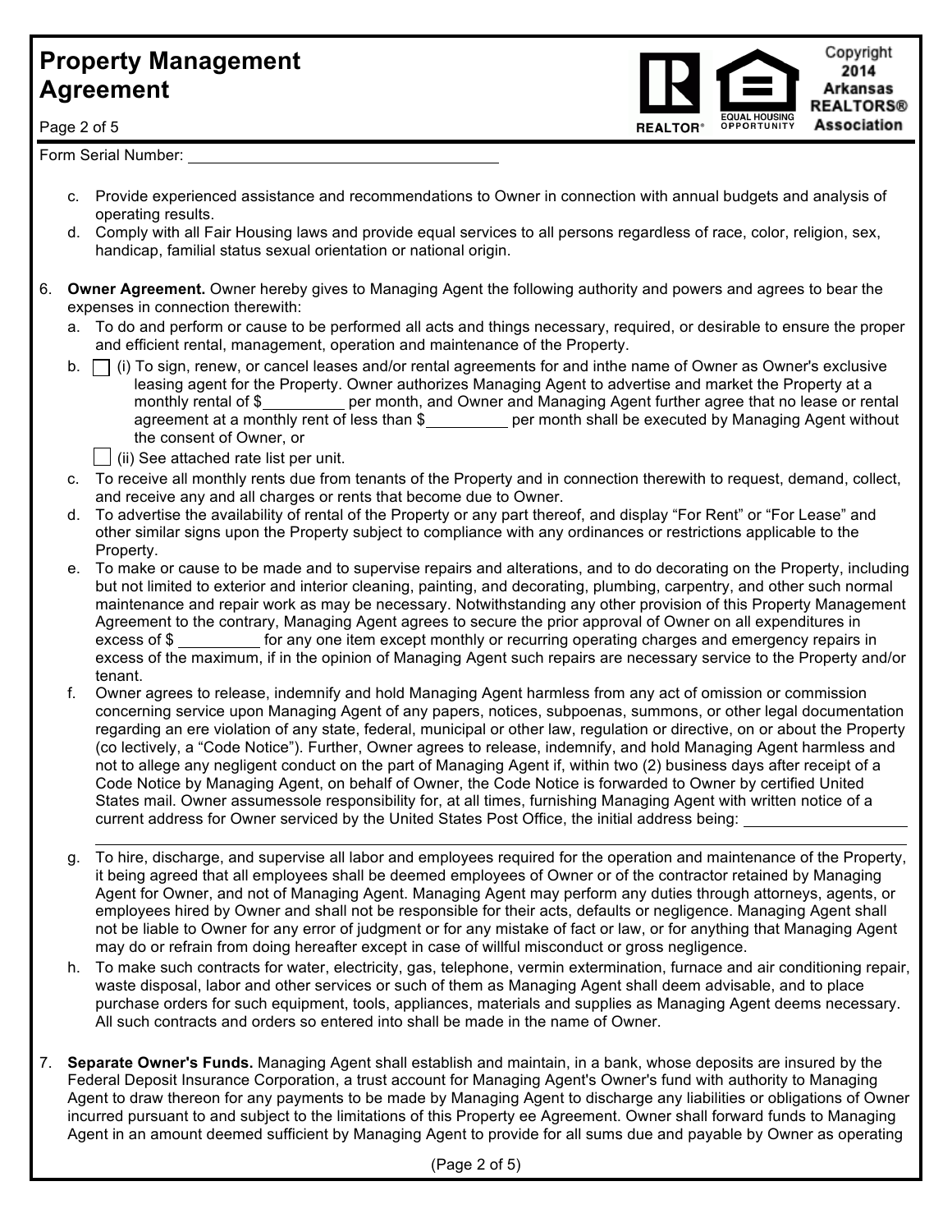Form Serial Number: ____________________

c. Provide experienced assistance and recommendations to Owner in connection with annual budgets and analysis of operating results.

d. Comply with all Fair Housing laws and provide equal services to all persons regardless of race, color, religion, sex, handicap, familial status sexual orientation or national origin.

6. **Owner Agreement.** Owner hereby gives to Managing Agent the following authority and powers and agrees to bear the expenses in connection therewith:

   a. To do and perform or cause to be performed all acts and things necessary, required, or desirable to ensure the proper and efficient rental, management, operation and maintenance of the Property.

   b. ☐ (i) To sign, renew, or cancel leases and/or rental agreements for and inthe name of Owner as Owner's exclusive leasing agent for the Property. Owner authorizes Managing Agent to advertise and market the Property at a monthly rental of $__________ per month, and Owner and Managing Agent further agree that no lease or rental agreement at a monthly rent of less than $__________ per month shall be executed by Managing Agent without the consent of Owner, or

      ☐ (ii) See attached rate list per unit.

   c. To receive all monthly rents due from tenants of the Property and in connection therewith to request, demand, collect, and receive any and all charges or rents that become due to Owner.

   d. To advertise the availability of rental of the Property or any part thereof, and display "For Rent" or "For Lease" and other similar signs upon the Property subject to compliance with any ordinances or restrictions applicable to the Property.

   e. To make or cause to be made and to supervise repairs and alterations, and to do decorating on the Property, including but not limited to exterior and interior cleaning, painting, and decorating, plumbing, carpentry, and other such normal maintenance and repair work as may be necessary. Notwithstanding any other provision of this Property Management Agreement to the contrary, Managing Agent agrees to secure the prior approval of Owner on all expenditures in excess of $__________ for any one item except monthly or recurring operating charges and emergency repairs in excess of the maximum, if in the opinion of Managing Agent such repairs are necessary service to the Property and/or tenant.

   f. Owner agrees to release, indemnify and hold Managing Agent harmless from any act of omission or commission concerning service upon Managing Agent of any papers, notices, subpoenas, summons, or other legal documentation regarding an ere violation of any state, federal, municipal or other law, regulation or directive, on or about the Property (co lectively, a "Code Notice"). Further, Owner agrees to release, indemnify, and hold Managing Agent harmless and not to allege any negligent conduct on the part of Managing Agent if, within two (2) business days after receipt of a Code Notice by Managing Agent, on behalf of Owner, the Code Notice is forwarded to Owner by certified United States mail. Owner assumessole responsibility for, at all times, furnishing Managing Agent with written notice of a current address for Owner serviced by the United States Post Office, the initial address being: ____________________

      ____________________________________________________________

   g. To hire, discharge, and supervise all labor and employees required for the operation and maintenance of the Property, it being agreed that all employees shall be deemed employees of Owner or of the contractor retained by Managing Agent for Owner, and not of Managing Agent. Managing Agent may perform any duties through attorneys, agents, or employees hired by Owner and shall not be responsible for their acts, defaults or negligence. Managing Agent shall not be liable to Owner for any error of judgment or for any mistake of fact or law, or for anything that Managing Agent may do or refrain from doing hereafter except in case of willful misconduct or gross negligence.

   h. To make such contracts for water, electricity, gas, telephone, vermin extermination, furnace and air conditioning repair, waste disposal, labor and other services or such of them as Managing Agent shall deem advisable, and to place purchase orders for such equipment, tools, appliances, materials and supplies as Managing Agent deems necessary. All such contracts and orders so entered into shall be made in the name of Owner.

7. **Separate Owner's Funds.** Managing Agent shall establish and maintain, in a bank, whose deposits are insured by the Federal Deposit Insurance Corporation, a trust account for Managing Agent's Owner's fund with authority to Managing Agent to draw thereon for any payments to be made by Managing Agent to discharge any liabilities or obligations of Owner incurred pursuant to and subject to the limitations of this Property ee Agreement. Owner shall forward funds to Managing Agent in an amount deemed sufficient by Managing Agent to provide for all sums due and payable by Owner as operating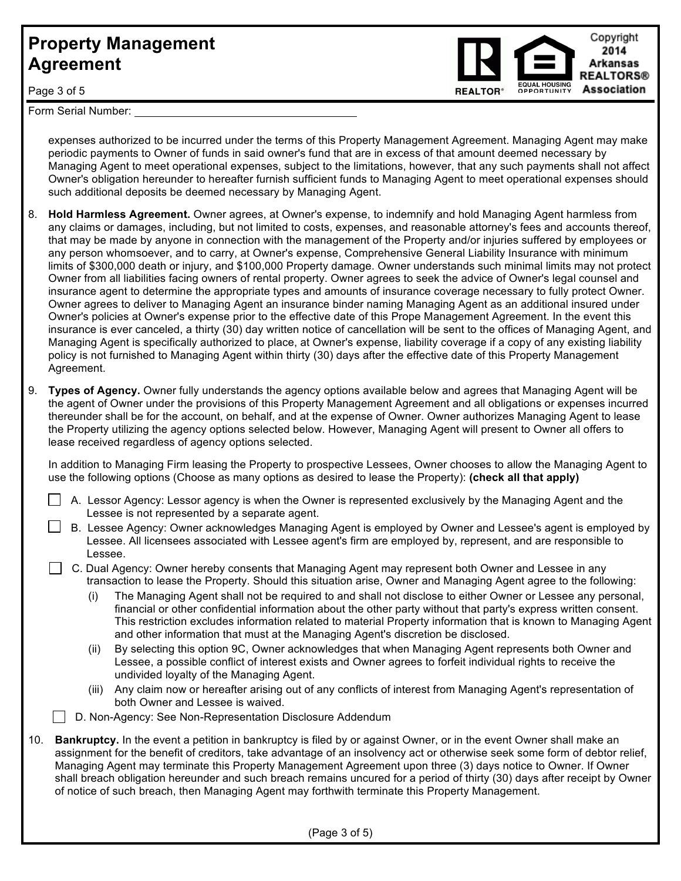Form Serial Number: ____________________

expenses authorized to be incurred under the terms of this Property Management Agreement. Managing Agent may make periodic payments to Owner of funds in said owner's fund that are in excess of that amount deemed necessary by Managing Agent to meet operational expenses, subject to the limitations, however, that any such payments shall not affect Owner's obligation hereunder to hereafter furnish sufficient funds to Managing Agent to meet operational expenses should such additional deposits be deemed necessary by Managing Agent.

8. **Hold Harmless Agreement.** Owner agrees, at Owner's expense, to indemnify and hold Managing Agent harmless from any claims or damages, including, but not limited to, costs, expenses, and reasonable attorney's fees and accounts thereof, that may be made by anyone in connection with the management of the Property and/or injuries suffered by employees or any person whomsoever, and to carry, at Owner's expense, Comprehensive General Liability Insurance with minimum limits of $300,000 death or injury, and $100,000 Property damage. Owner understands such minimal limits may not protect Owner from all liabilities facing owners of rental property. Owner agrees to seek the advice of Owner's legal counsel and insurance agent to determine the appropriate types and amounts of insurance coverage necessary to fully protect Owner. Owner agrees to deliver to Managing Agent an insurance binder naming Managing Agent as an additional insured under Owner's policies at Owner's expense prior to the effective date of this Prope Management Agreement. In the event this insurance is ever canceled, a thirty (30) day written notice of cancellation will be sent to the offices of Managing Agent, and Managing Agent is specifically authorized to place, at Owner's expense, liability coverage if a copy of any existing liability policy is not furnished to Managing Agent within thirty (30) days after the effective date of this Property Management Agreement.

9. **Types of Agency.** Owner fully understands the agency options available below and agrees that Managing Agent will be the agent of Owner under the provisions of this Property Management Agreement and all obligations or expenses incurred thereunder shall be for the account, on behalf, and at the expense of Owner. Owner authorizes Managing Agent to lease the Property utilizing the agency options selected below. However, Managing Agent will present to Owner all offers to lease received regardless of agency options selected.

   In addition to Managing Firm leasing the Property to prospective Lessees, Owner chooses to allow the Managing Agent to use the following options (Choose as many options as desired to lease the Property): **(check all that apply)**

   - ☐ A. Lessor Agency: Lessor agency is when the Owner is represented exclusively by the Managing Agent and the Lessee is not represented by a separate agent.
   - ☐ B. Lessee Agency: Owner acknowledges Managing Agent is employed by Owner and Lessee's agent is employed by Lessee. All licensees associated with Lessee agent's firm are employed by, represent, and are responsible to Lessee.
   - ☐ C. Dual Agency: Owner hereby consents that Managing Agent may represent both Owner and Lessee in any transaction to lease the Property. Should this situation arise, Owner and Managing Agent agree to the following:
     - (i) The Managing Agent shall not be required to and shall not disclose to either Owner or Lessee any personal, financial or other confidential information about the other party without that party's express written consent. This restriction excludes information related to material Property information that is known to Managing Agent and other information that must at the Managing Agent's discretion be disclosed.
     - (ii) By selecting this option 9C, Owner acknowledges that when Managing Agent represents both Owner and Lessee, a possible conflict of interest exists and Owner agrees to forfeit individual rights to receive the undivided loyalty of the Managing Agent.
     - (iii) Any claim now or hereafter arising out of any conflicts of interest from Managing Agent's representation of both Owner and Lessee is waived.
   - ☐ D. Non-Agency: See Non-Representation Disclosure Addendum

10. **Bankruptcy.** In the event a petition in bankruptcy is filed by or against Owner, or in the event Owner shall make an assignment for the benefit of creditors, take advantage of an insolvency act or otherwise seek some form of debtor relief, Managing Agent may terminate this Property Management Agreement upon three (3) days notice to Owner. If Owner shall breach obligation hereunder and such breach remains uncured for a period of thirty (30) days after receipt by Owner of notice of such breach, then Managing Agent may forthwith terminate this Property Management.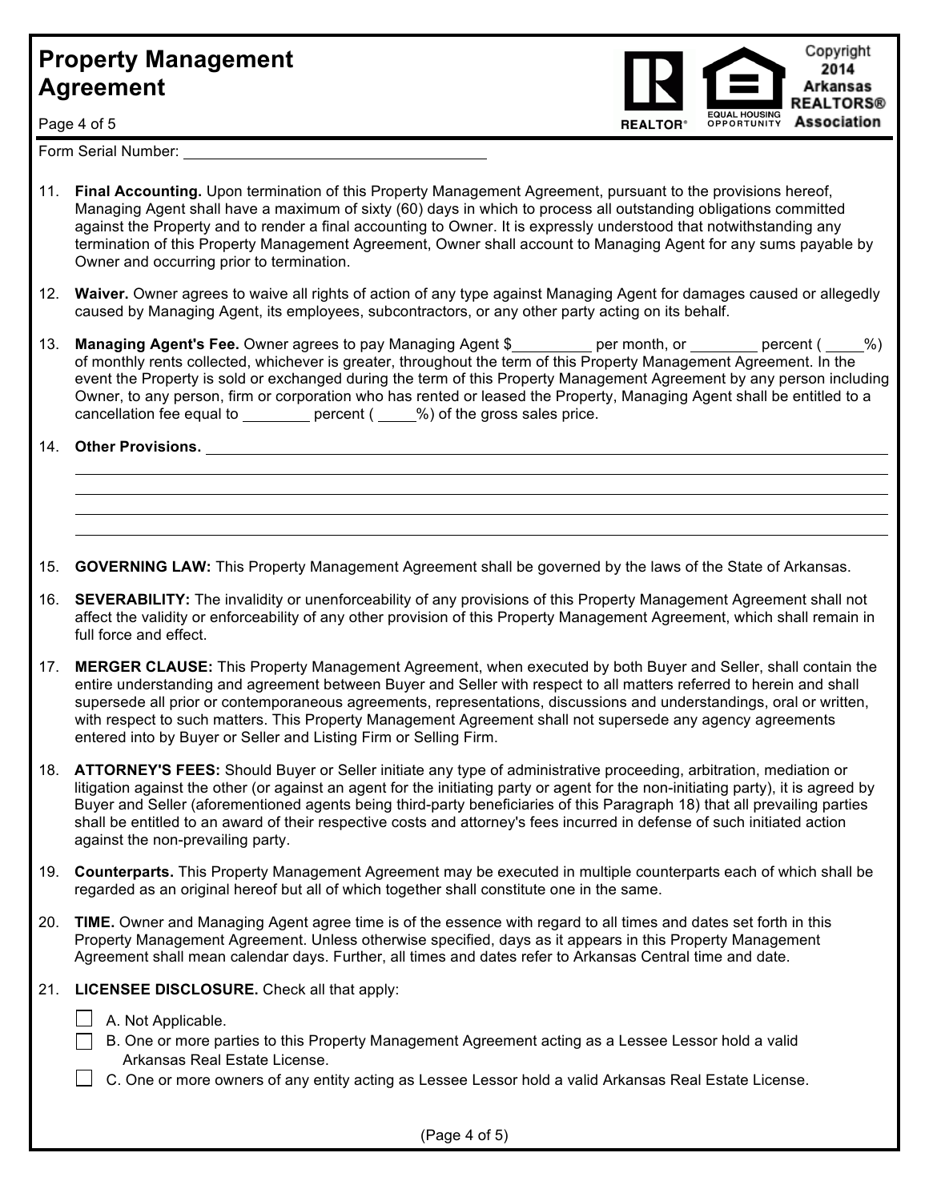# Property Management Agreement

Form Serial Number: ________________________________

11. **Final Accounting.** Upon termination of this Property Management Agreement, pursuant to the provisions hereof, Managing Agent shall have a maximum of sixty (60) days in which to process all outstanding obligations committed against the Property and to render a final accounting to Owner. It is expressly understood that notwithstanding any termination of this Property Management Agreement, Owner shall account to Managing Agent for any sums payable by Owner and occurring prior to termination.

12. **Waiver.** Owner agrees to waive all rights of action of any type against Managing Agent for damages caused or allegedly caused by Managing Agent, its employees, subcontractors, or any other party acting on its behalf.

13. **Managing Agent's Fee.** Owner agrees to pay Managing Agent $__________ per month, or ________ percent ( ____%) of monthly rents collected, whichever is greater, throughout the term of this Property Management Agreement. In the event the Property is sold or exchanged during the term of this Property Management Agreement by any person including Owner, to any person, firm or corporation who has rented or leased the Property, Managing Agent shall be entitled to a cancellation fee equal to ________ percent ( ____%) of the gross sales price.

14. **Other Provisions.** ____________________________________________________________
____________________________________________________________
____________________________________________________________
____________________________________________________________
____________________________________________________________

15. **GOVERNING LAW:** This Property Management Agreement shall be governed by the laws of the State of Arkansas.

16. **SEVERABILITY:** The invalidity or unenforceability of any provisions of this Property Management Agreement shall not affect the validity or enforceability of any other provision of this Property Management Agreement, which shall remain in full force and effect.

17. **MERGER CLAUSE:** This Property Management Agreement, when executed by both Buyer and Seller, shall contain the entire understanding and agreement between Buyer and Seller with respect to all matters referred to herein and shall supersede all prior or contemporaneous agreements, representations, discussions and understandings, oral or written, with respect to such matters. This Property Management Agreement shall not supersede any agency agreements entered into by Buyer or Seller and Listing Firm or Selling Firm.

18. **ATTORNEY'S FEES:** Should Buyer or Seller initiate any type of administrative proceeding, arbitration, mediation or litigation against the other (or against an agent for the initiating party or agent for the non-initiating party), it is agreed by Buyer and Seller (aforementioned agents being third-party beneficiaries of this Paragraph 18) that all prevailing parties shall be entitled to an award of their respective costs and attorney's fees incurred in defense of such initiated action against the non-prevailing party.

19. **Counterparts.** This Property Management Agreement may be executed in multiple counterparts each of which shall be regarded as an original hereof but all of which together shall constitute one in the same.

20. **TIME.** Owner and Managing Agent agree time is of the essence with regard to all times and dates set forth in this Property Management Agreement. Unless otherwise specified, days as it appears in this Property Management Agreement shall mean calendar days. Further, all times and dates refer to Arkansas Central time and date.

21. **LICENSEE DISCLOSURE.** Check all that apply:

    ☐ A. Not Applicable.
    ☐ B. One or more parties to this Property Management Agreement acting as a Lessee Lessor hold a valid Arkansas Real Estate License.
    ☐ C. One or more owners of any entity acting as Lessee Lessor hold a valid Arkansas Real Estate License.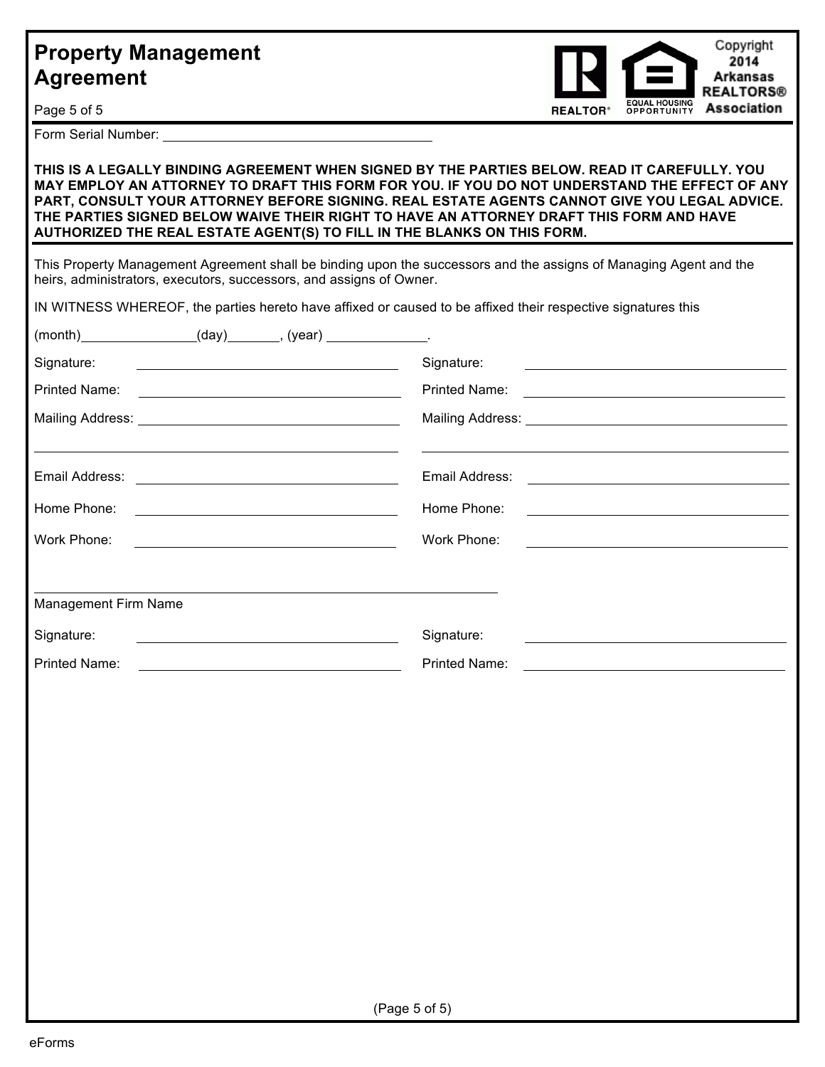# Property Management Agreement

Form Serial Number: ____________________

**THIS IS A LEGALLY BINDING AGREEMENT WHEN SIGNED BY THE PARTIES BELOW. READ IT CAREFULLY. YOU MAY EMPLOY AN ATTORNEY TO DRAFT THIS FORM FOR YOU. IF YOU DO NOT UNDERSTAND THE EFFECT OF ANY PART, CONSULT YOUR ATTORNEY BEFORE SIGNING. REAL ESTATE AGENTS CANNOT GIVE YOU LEGAL ADVICE. THE PARTIES SIGNED BELOW WAIVE THEIR RIGHT TO HAVE AN ATTORNEY DRAFT THIS FORM AND HAVE AUTHORIZED THE REAL ESTATE AGENT(S) TO FILL IN THE BLANKS ON THIS FORM.**

This Property Management Agreement shall be binding upon the successors and the assigns of Managing Agent and the heirs, administrators, executors, successors, and assigns of Owner.

IN WITNESS WHEREOF, the parties hereto have affixed or caused to be affixed their respective signatures this

(month)________________(day)_______, (year) ______________.

Signature: ____________________

Printed Name: ____________________

Mailing Address: ____________________

____________________

Email Address: ____________________

Home Phone: ____________________

Work Phone: ____________________

Signature: ____________________

Printed Name: ____________________

Mailing Address: ____________________

____________________

Email Address: ____________________

Home Phone: ____________________

Work Phone: ____________________

____________________

Management Firm Name

Signature: ____________________

Printed Name: ____________________

Signature: ____________________

Printed Name: ____________________

eForms